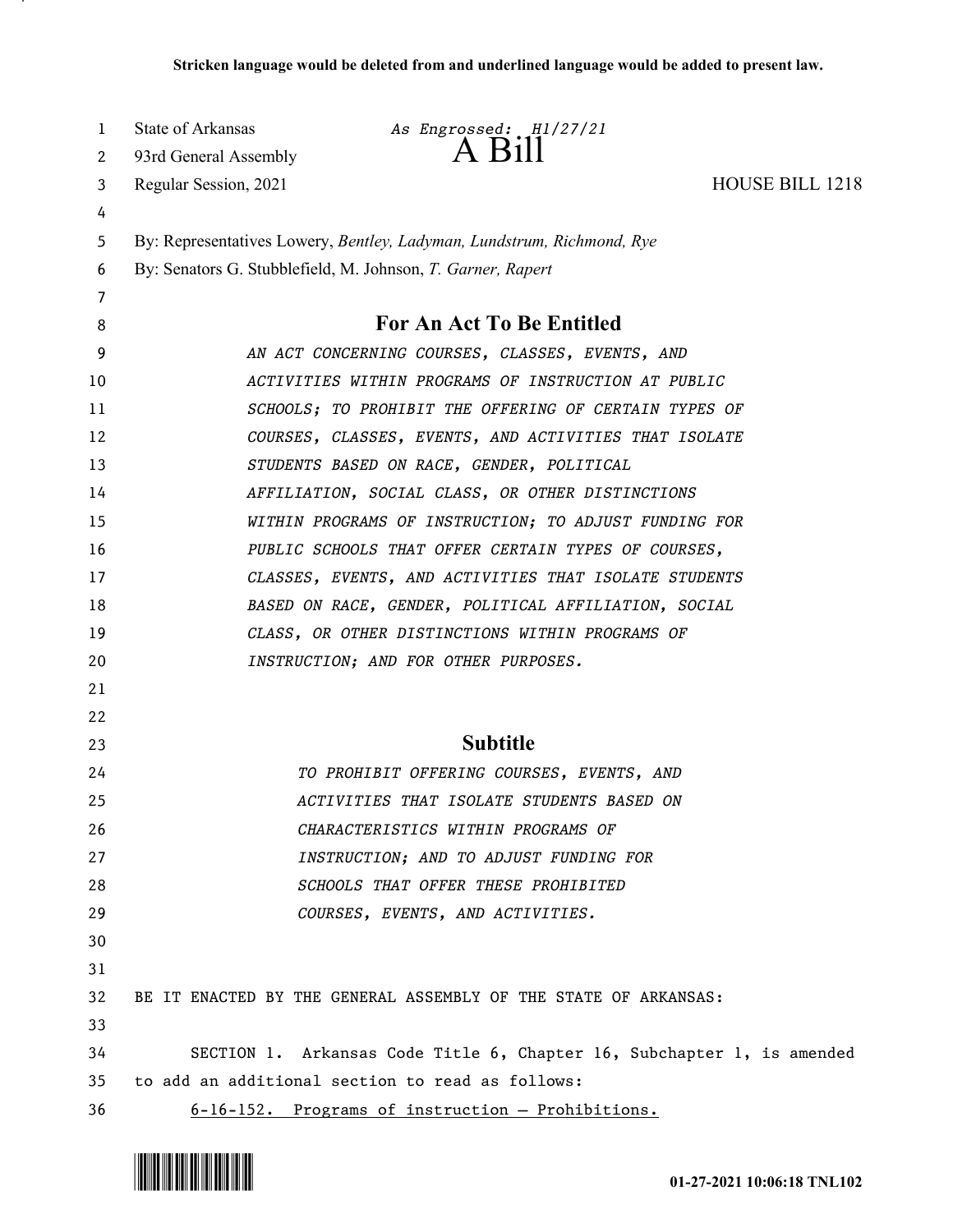**Stricken language would be deleted from and underlined language would be added to present law.**

State of Arkansas  *As Engrossed: H1/27/21*
93rd General Assembly
# A Bill
Regular Session, 2021  HOUSE BILL 1218

By: Representatives Lowery, *Bentley, Ladyman, Lundstrum, Richmond, Rye*
By: Senators G. Stubblefield, M. Johnson, *T. Garner, Rapert*

## For An Act To Be Entitled

*AN ACT CONCERNING COURSES, CLASSES, EVENTS, AND ACTIVITIES WITHIN PROGRAMS OF INSTRUCTION AT PUBLIC SCHOOLS; TO PROHIBIT THE OFFERING OF CERTAIN TYPES OF COURSES, CLASSES, EVENTS, AND ACTIVITIES THAT ISOLATE STUDENTS BASED ON RACE, GENDER, POLITICAL AFFILIATION, SOCIAL CLASS, OR OTHER DISTINCTIONS WITHIN PROGRAMS OF INSTRUCTION; TO ADJUST FUNDING FOR PUBLIC SCHOOLS THAT OFFER CERTAIN TYPES OF COURSES, CLASSES, EVENTS, AND ACTIVITIES THAT ISOLATE STUDENTS BASED ON RACE, GENDER, POLITICAL AFFILIATION, SOCIAL CLASS, OR OTHER DISTINCTIONS WITHIN PROGRAMS OF INSTRUCTION; AND FOR OTHER PURPOSES.*

## Subtitle

*TO PROHIBIT OFFERING COURSES, EVENTS, AND ACTIVITIES THAT ISOLATE STUDENTS BASED ON CHARACTERISTICS WITHIN PROGRAMS OF INSTRUCTION; AND TO ADJUST FUNDING FOR SCHOOLS THAT OFFER THESE PROHIBITED COURSES, EVENTS, AND ACTIVITIES.*

BE IT ENACTED BY THE GENERAL ASSEMBLY OF THE STATE OF ARKANSAS:

SECTION 1. Arkansas Code Title 6, Chapter 16, Subchapter 1, is amended to add an additional section to read as follows:

<u>6-16-152. Programs of instruction — Prohibitions.</u>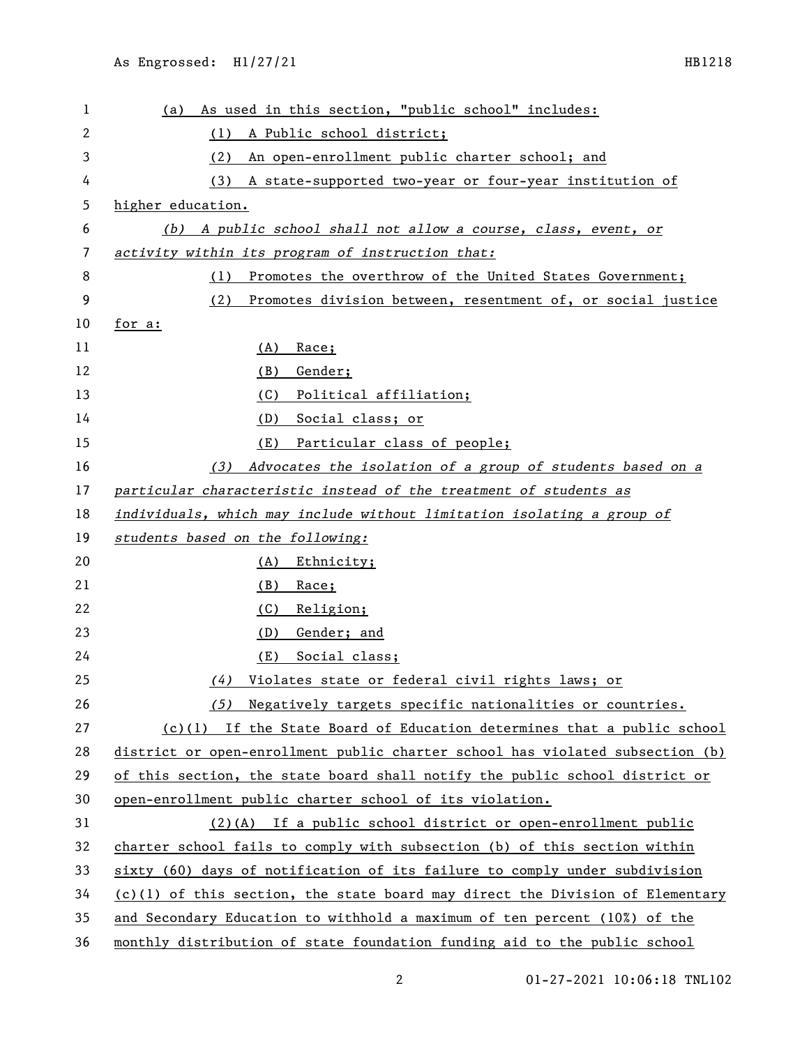(a) As used in this section, "public school" includes:

(1) A Public school district;

(2) An open-enrollment public charter school; and

(3) A state-supported two-year or four-year institution of higher education.

*(b) A public school shall not allow a course, class, event, or activity within its program of instruction that:*

(1) Promotes the overthrow of the United States Government;

(2) Promotes division between, resentment of, or social justice for a:

(A) Race;

(B) Gender;

(C) Political affiliation;

(D) Social class; or

(E) Particular class of people;

*(3) Advocates the isolation of a group of students based on a particular characteristic instead of the treatment of students as individuals, which may include without limitation isolating a group of students based on the following:*

(A) Ethnicity;

(B) Race;

(C) Religion;

(D) Gender; and

(E) Social class;

*(4)* Violates state or federal civil rights laws; or

*(5)* Negatively targets specific nationalities or countries.

(c)(1) If the State Board of Education determines that a public school district or open-enrollment public charter school has violated subsection (b) of this section, the state board shall notify the public school district or open-enrollment public charter school of its violation.

(2)(A) If a public school district or open-enrollment public charter school fails to comply with subsection (b) of this section within sixty (60) days of notification of its failure to comply under subdivision (c)(1) of this section, the state board may direct the Division of Elementary and Secondary Education to withhold a maximum of ten percent (10%) of the monthly distribution of state foundation funding aid to the public school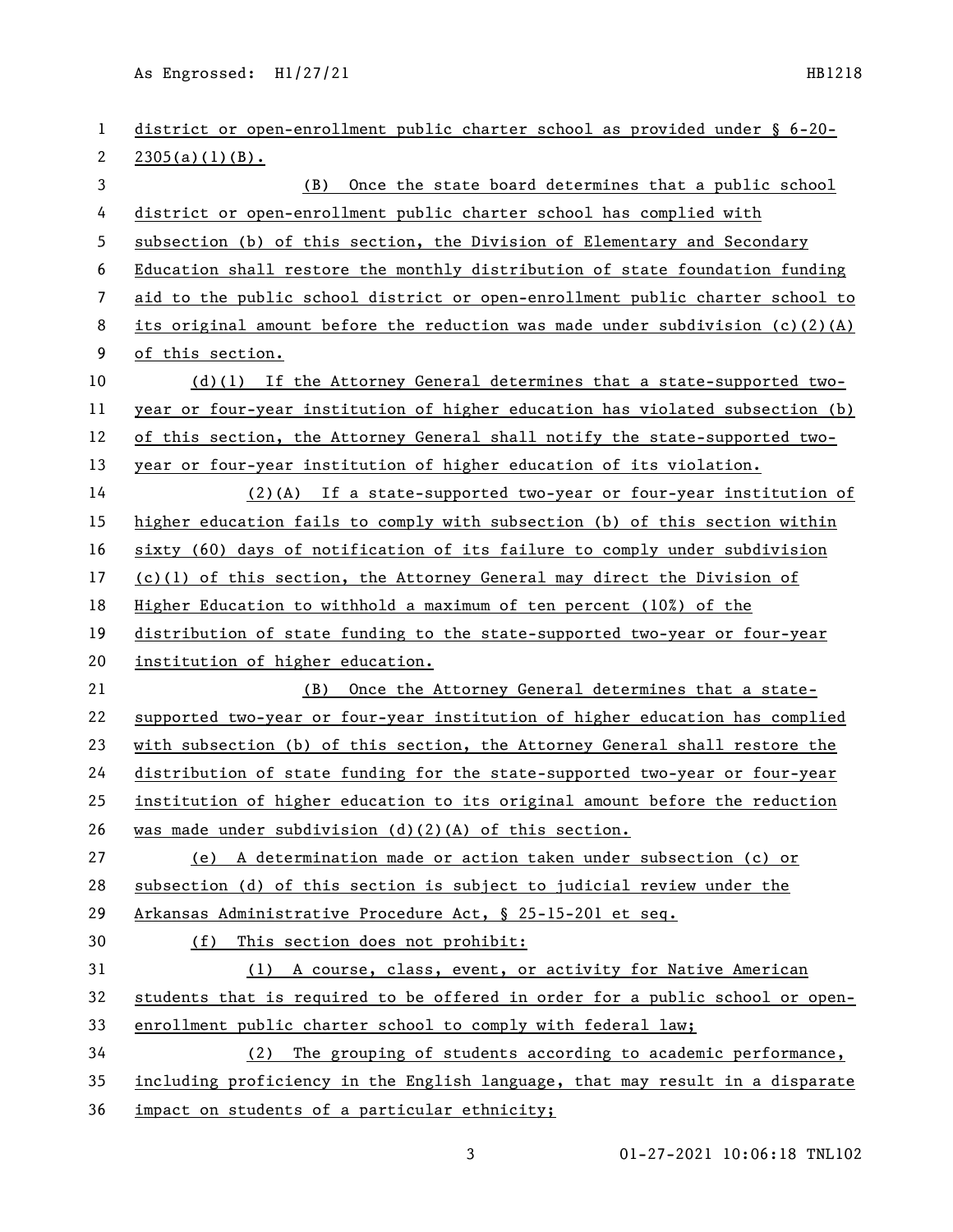district or open-enrollment public charter school as provided under § 6-20-2305(a)(1)(B).

(B) Once the state board determines that a public school district or open-enrollment public charter school has complied with subsection (b) of this section, the Division of Elementary and Secondary Education shall restore the monthly distribution of state foundation funding aid to the public school district or open-enrollment public charter school to its original amount before the reduction was made under subdivision (c)(2)(A) of this section.

(d)(1) If the Attorney General determines that a state-supported two-year or four-year institution of higher education has violated subsection (b) of this section, the Attorney General shall notify the state-supported two-year or four-year institution of higher education of its violation.

(2)(A) If a state-supported two-year or four-year institution of higher education fails to comply with subsection (b) of this section within sixty (60) days of notification of its failure to comply under subdivision (c)(1) of this section, the Attorney General may direct the Division of Higher Education to withhold a maximum of ten percent (10%) of the distribution of state funding to the state-supported two-year or four-year institution of higher education.

(B) Once the Attorney General determines that a state-supported two-year or four-year institution of higher education has complied with subsection (b) of this section, the Attorney General shall restore the distribution of state funding for the state-supported two-year or four-year institution of higher education to its original amount before the reduction was made under subdivision (d)(2)(A) of this section.

(e) A determination made or action taken under subsection (c) or subsection (d) of this section is subject to judicial review under the Arkansas Administrative Procedure Act, § 25-15-201 et seq.

(f) This section does not prohibit:

(1) A course, class, event, or activity for Native American students that is required to be offered in order for a public school or open-enrollment public charter school to comply with federal law;

(2) The grouping of students according to academic performance, including proficiency in the English language, that may result in a disparate impact on students of a particular ethnicity;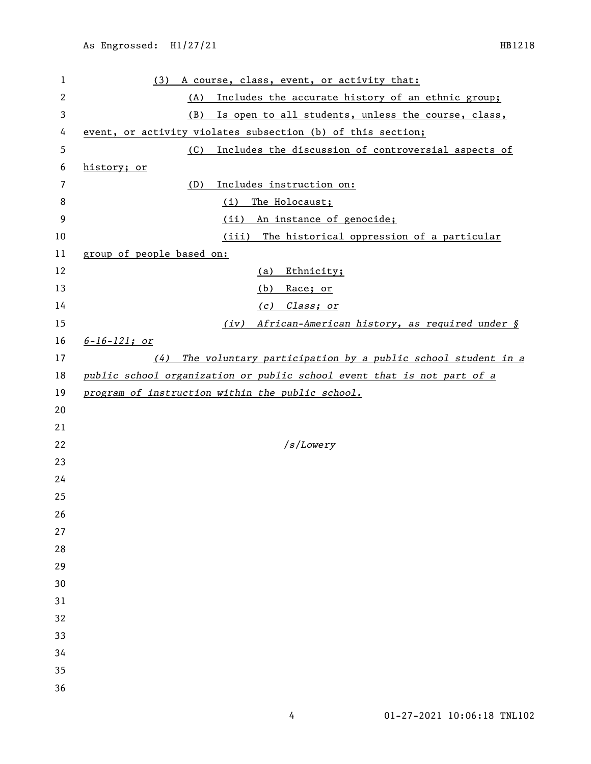(3) A course, class, event, or activity that:

(A) Includes the accurate history of an ethnic group;

(B) Is open to all students, unless the course, class, event, or activity violates subsection (b) of this section;

(C) Includes the discussion of controversial aspects of history; or

(D) Includes instruction on:

(i) The Holocaust;

(ii) An instance of genocide;

(iii) The historical oppression of a particular group of people based on:

(a) Ethnicity;

(b) Race; or

*(c) Class; or*

*(iv) African-American history, as required under § 6-16-121; or*

*(4) The voluntary participation by a public school student in a public school organization or public school event that is not part of a program of instruction within the public school.*

/s/Lowery